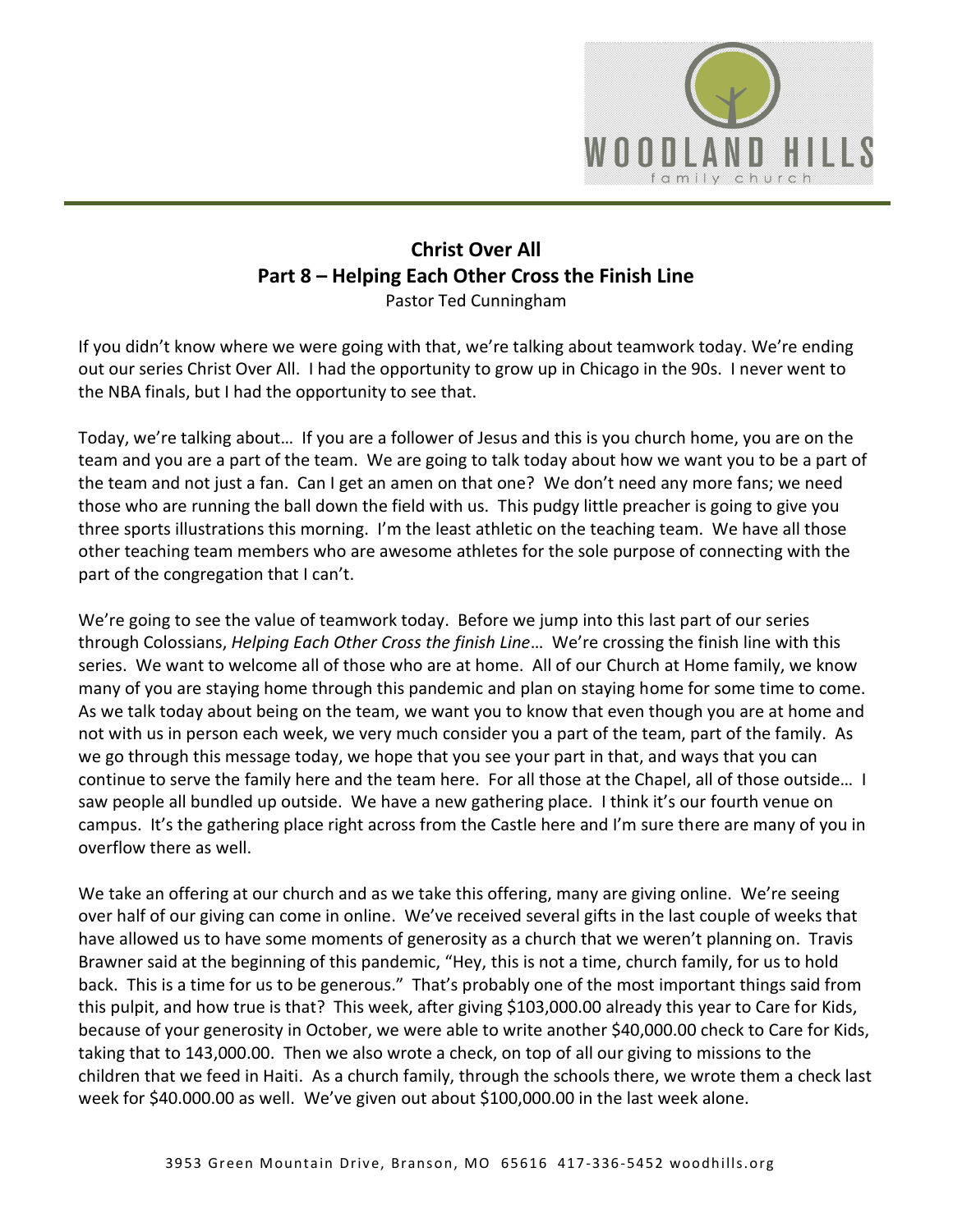# Christ Over All
## Part 8 – Helping Each Other Cross the Finish Line
Pastor Ted Cunningham

If you didn't know where we were going with that, we're talking about teamwork today. We're ending out our series Christ Over All. I had the opportunity to grow up in Chicago in the 90s. I never went to the NBA finals, but I had the opportunity to see that.

Today, we're talking about… If you are a follower of Jesus and this is you church home, you are on the team and you are a part of the team. We are going to talk today about how we want you to be a part of the team and not just a fan. Can I get an amen on that one? We don't need any more fans; we need those who are running the ball down the field with us. This pudgy little preacher is going to give you three sports illustrations this morning. I'm the least athletic on the teaching team. We have all those other teaching team members who are awesome athletes for the sole purpose of connecting with the part of the congregation that I can't.

We're going to see the value of teamwork today. Before we jump into this last part of our series through Colossians, *Helping Each Other Cross the finish Line*… We're crossing the finish line with this series. We want to welcome all of those who are at home. All of our Church at Home family, we know many of you are staying home through this pandemic and plan on staying home for some time to come. As we talk today about being on the team, we want you to know that even though you are at home and not with us in person each week, we very much consider you a part of the team, part of the family. As we go through this message today, we hope that you see your part in that, and ways that you can continue to serve the family here and the team here. For all those at the Chapel, all of those outside… I saw people all bundled up outside. We have a new gathering place. I think it's our fourth venue on campus. It's the gathering place right across from the Castle here and I'm sure there are many of you in overflow there as well.

We take an offering at our church and as we take this offering, many are giving online. We're seeing over half of our giving can come in online. We've received several gifts in the last couple of weeks that have allowed us to have some moments of generosity as a church that we weren't planning on. Travis Brawner said at the beginning of this pandemic, "Hey, this is not a time, church family, for us to hold back. This is a time for us to be generous." That's probably one of the most important things said from this pulpit, and how true is that? This week, after giving $103,000.00 already this year to Care for Kids, because of your generosity in October, we were able to write another $40,000.00 check to Care for Kids, taking that to 143,000.00. Then we also wrote a check, on top of all our giving to missions to the children that we feed in Haiti. As a church family, through the schools there, we wrote them a check last week for $40.000.00 as well. We've given out about $100,000.00 in the last week alone.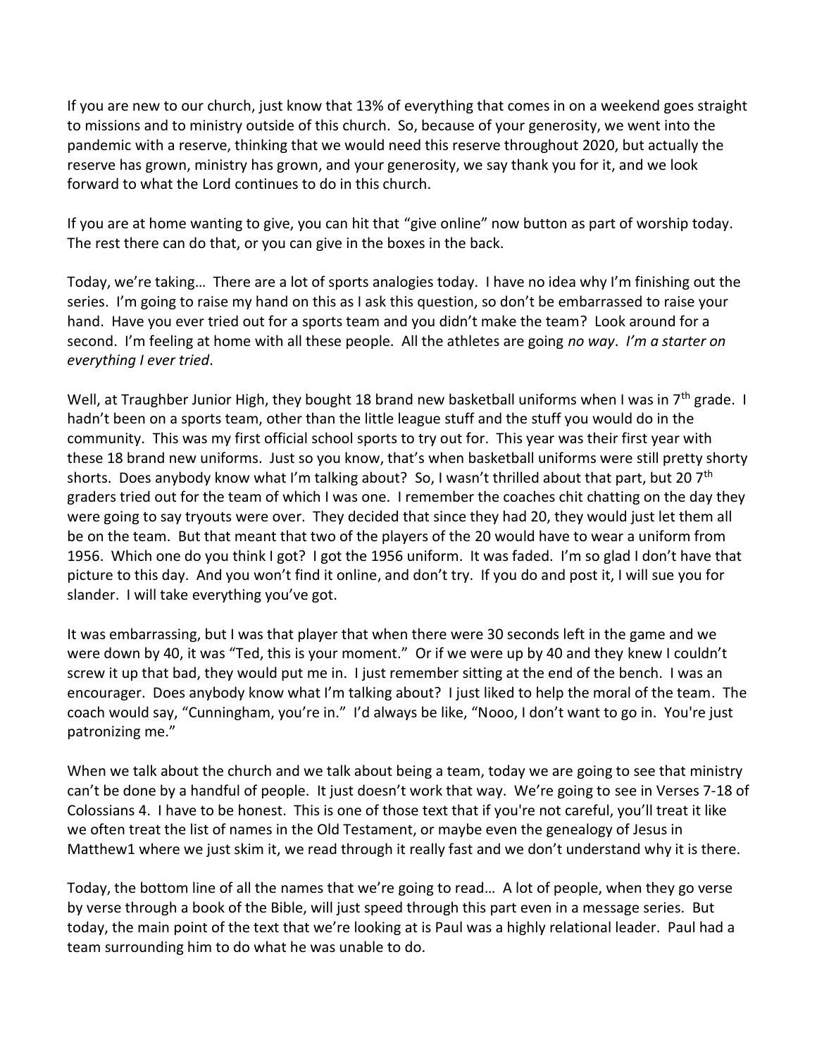If you are new to our church, just know that 13% of everything that comes in on a weekend goes straight to missions and to ministry outside of this church. So, because of your generosity, we went into the pandemic with a reserve, thinking that we would need this reserve throughout 2020, but actually the reserve has grown, ministry has grown, and your generosity, we say thank you for it, and we look forward to what the Lord continues to do in this church.

If you are at home wanting to give, you can hit that "give online" now button as part of worship today. The rest there can do that, or you can give in the boxes in the back.

Today, we're taking… There are a lot of sports analogies today. I have no idea why I'm finishing out the series. I'm going to raise my hand on this as I ask this question, so don't be embarrassed to raise your hand. Have you ever tried out for a sports team and you didn't make the team? Look around for a second. I'm feeling at home with all these people. All the athletes are going *no way*. *I'm a starter on everything I ever tried*.

Well, at Traughber Junior High, they bought 18 brand new basketball uniforms when I was in 7th grade. I hadn't been on a sports team, other than the little league stuff and the stuff you would do in the community. This was my first official school sports to try out for. This year was their first year with these 18 brand new uniforms. Just so you know, that's when basketball uniforms were still pretty shorty shorts. Does anybody know what I'm talking about? So, I wasn't thrilled about that part, but 20 7th graders tried out for the team of which I was one. I remember the coaches chit chatting on the day they were going to say tryouts were over. They decided that since they had 20, they would just let them all be on the team. But that meant that two of the players of the 20 would have to wear a uniform from 1956. Which one do you think I got? I got the 1956 uniform. It was faded. I'm so glad I don't have that picture to this day. And you won't find it online, and don't try. If you do and post it, I will sue you for slander. I will take everything you've got.

It was embarrassing, but I was that player that when there were 30 seconds left in the game and we were down by 40, it was "Ted, this is your moment." Or if we were up by 40 and they knew I couldn't screw it up that bad, they would put me in. I just remember sitting at the end of the bench. I was an encourager. Does anybody know what I'm talking about? I just liked to help the moral of the team. The coach would say, "Cunningham, you're in." I'd always be like, "Nooo, I don't want to go in. You're just patronizing me."

When we talk about the church and we talk about being a team, today we are going to see that ministry can't be done by a handful of people. It just doesn't work that way. We're going to see in Verses 7-18 of Colossians 4. I have to be honest. This is one of those text that if you're not careful, you'll treat it like we often treat the list of names in the Old Testament, or maybe even the genealogy of Jesus in Matthew1 where we just skim it, we read through it really fast and we don't understand why it is there.

Today, the bottom line of all the names that we're going to read… A lot of people, when they go verse by verse through a book of the Bible, will just speed through this part even in a message series. But today, the main point of the text that we're looking at is Paul was a highly relational leader. Paul had a team surrounding him to do what he was unable to do.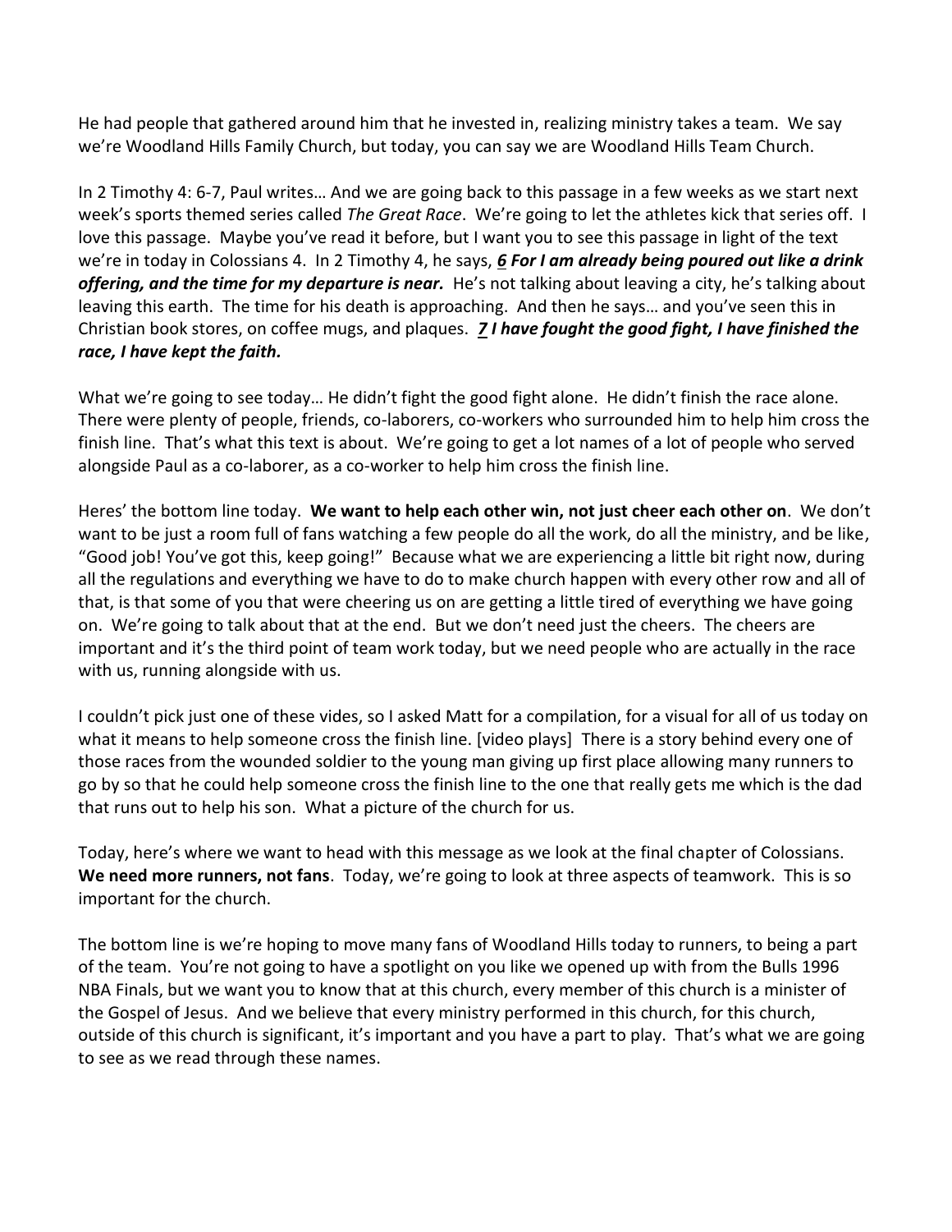He had people that gathered around him that he invested in, realizing ministry takes a team. We say we're Woodland Hills Family Church, but today, you can say we are Woodland Hills Team Church.

In 2 Timothy 4: 6-7, Paul writes… And we are going back to this passage in a few weeks as we start next week's sports themed series called *The Great Race*. We're going to let the athletes kick that series off. I love this passage. Maybe you've read it before, but I want you to see this passage in light of the text we're in today in Colossians 4. In 2 Timothy 4, he says, ***6 For I am already being poured out like a drink offering, and the time for my departure is near.*** He's not talking about leaving a city, he's talking about leaving this earth. The time for his death is approaching. And then he says… and you've seen this in Christian book stores, on coffee mugs, and plaques. ***7 I have fought the good fight, I have finished the race, I have kept the faith.***

What we're going to see today… He didn't fight the good fight alone. He didn't finish the race alone. There were plenty of people, friends, co-laborers, co-workers who surrounded him to help him cross the finish line. That's what this text is about. We're going to get a lot names of a lot of people who served alongside Paul as a co-laborer, as a co-worker to help him cross the finish line.

Heres' the bottom line today. **We want to help each other win, not just cheer each other on**. We don't want to be just a room full of fans watching a few people do all the work, do all the ministry, and be like, "Good job! You've got this, keep going!" Because what we are experiencing a little bit right now, during all the regulations and everything we have to do to make church happen with every other row and all of that, is that some of you that were cheering us on are getting a little tired of everything we have going on. We're going to talk about that at the end. But we don't need just the cheers. The cheers are important and it's the third point of team work today, but we need people who are actually in the race with us, running alongside with us.

I couldn't pick just one of these vides, so I asked Matt for a compilation, for a visual for all of us today on what it means to help someone cross the finish line. [video plays] There is a story behind every one of those races from the wounded soldier to the young man giving up first place allowing many runners to go by so that he could help someone cross the finish line to the one that really gets me which is the dad that runs out to help his son. What a picture of the church for us.

Today, here's where we want to head with this message as we look at the final chapter of Colossians. **We need more runners, not fans**. Today, we're going to look at three aspects of teamwork. This is so important for the church.

The bottom line is we're hoping to move many fans of Woodland Hills today to runners, to being a part of the team. You're not going to have a spotlight on you like we opened up with from the Bulls 1996 NBA Finals, but we want you to know that at this church, every member of this church is a minister of the Gospel of Jesus. And we believe that every ministry performed in this church, for this church, outside of this church is significant, it's important and you have a part to play. That's what we are going to see as we read through these names.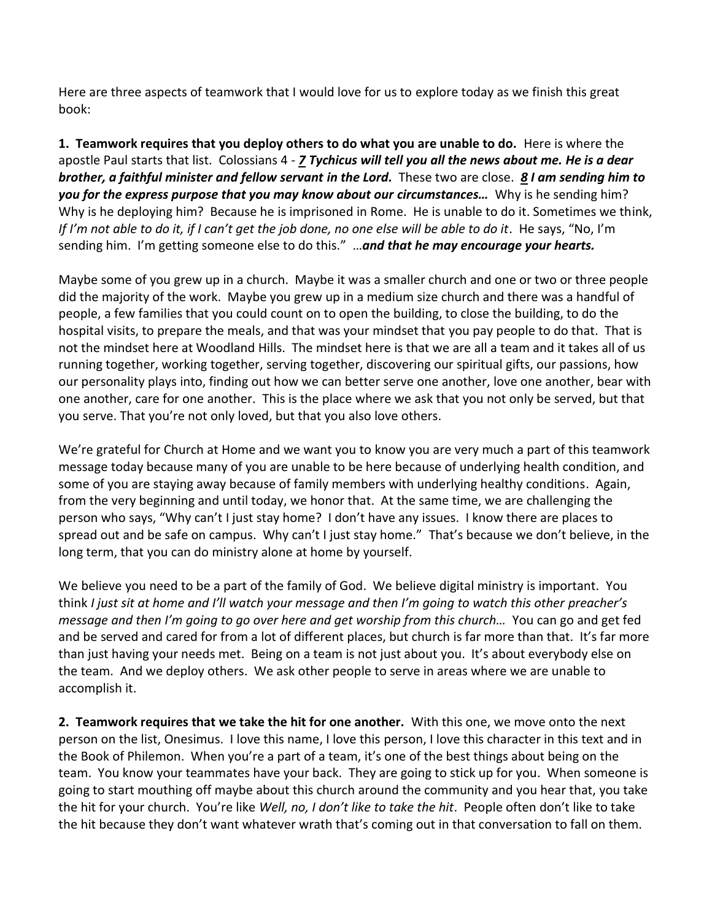Here are three aspects of teamwork that I would love for us to explore today as we finish this great book:

**1. Teamwork requires that you deploy others to do what you are unable to do.** Here is where the apostle Paul starts that list. Colossians 4 - ***7 Tychicus will tell you all the news about me. He is a dear brother, a faithful minister and fellow servant in the Lord.*** These two are close. ***8 I am sending him to you for the express purpose that you may know about our circumstances…*** Why is he sending him? Why is he deploying him? Because he is imprisoned in Rome. He is unable to do it. Sometimes we think, *If I'm not able to do it, if I can't get the job done, no one else will be able to do it*. He says, "No, I'm sending him. I'm getting someone else to do this." …***and that he may encourage your hearts.***

Maybe some of you grew up in a church. Maybe it was a smaller church and one or two or three people did the majority of the work. Maybe you grew up in a medium size church and there was a handful of people, a few families that you could count on to open the building, to close the building, to do the hospital visits, to prepare the meals, and that was your mindset that you pay people to do that. That is not the mindset here at Woodland Hills. The mindset here is that we are all a team and it takes all of us running together, working together, serving together, discovering our spiritual gifts, our passions, how our personality plays into, finding out how we can better serve one another, love one another, bear with one another, care for one another. This is the place where we ask that you not only be served, but that you serve. That you're not only loved, but that you also love others.

We're grateful for Church at Home and we want you to know you are very much a part of this teamwork message today because many of you are unable to be here because of underlying health condition, and some of you are staying away because of family members with underlying healthy conditions. Again, from the very beginning and until today, we honor that. At the same time, we are challenging the person who says, "Why can't I just stay home? I don't have any issues. I know there are places to spread out and be safe on campus. Why can't I just stay home." That's because we don't believe, in the long term, that you can do ministry alone at home by yourself.

We believe you need to be a part of the family of God. We believe digital ministry is important. You think *I just sit at home and I'll watch your message and then I'm going to watch this other preacher's message and then I'm going to go over here and get worship from this church…* You can go and get fed and be served and cared for from a lot of different places, but church is far more than that. It's far more than just having your needs met. Being on a team is not just about you. It's about everybody else on the team. And we deploy others. We ask other people to serve in areas where we are unable to accomplish it.

**2. Teamwork requires that we take the hit for one another.** With this one, we move onto the next person on the list, Onesimus. I love this name, I love this person, I love this character in this text and in the Book of Philemon. When you're a part of a team, it's one of the best things about being on the team. You know your teammates have your back. They are going to stick up for you. When someone is going to start mouthing off maybe about this church around the community and you hear that, you take the hit for your church. You're like *Well, no, I don't like to take the hit*. People often don't like to take the hit because they don't want whatever wrath that's coming out in that conversation to fall on them.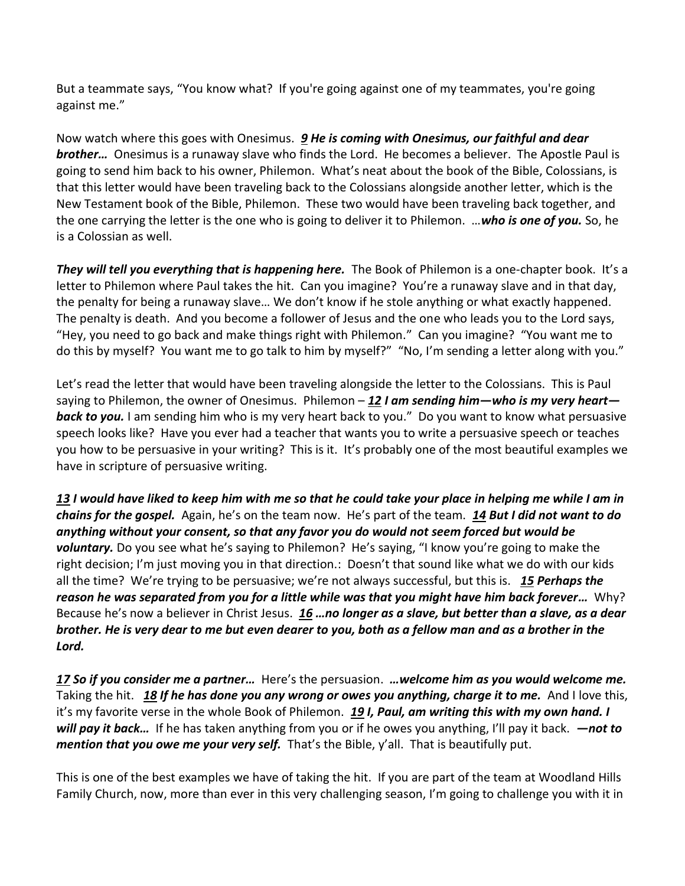But a teammate says, "You know what? If you're going against one of my teammates, you're going against me."

Now watch where this goes with Onesimus. ***9 He is coming with Onesimus, our faithful and dear brother…*** Onesimus is a runaway slave who finds the Lord. He becomes a believer. The Apostle Paul is going to send him back to his owner, Philemon. What's neat about the book of the Bible, Colossians, is that this letter would have been traveling back to the Colossians alongside another letter, which is the New Testament book of the Bible, Philemon. These two would have been traveling back together, and the one carrying the letter is the one who is going to deliver it to Philemon. …***who is one of you.*** So, he is a Colossian as well.

***They will tell you everything that is happening here.*** The Book of Philemon is a one-chapter book. It's a letter to Philemon where Paul takes the hit. Can you imagine? You're a runaway slave and in that day, the penalty for being a runaway slave… We don't know if he stole anything or what exactly happened. The penalty is death. And you become a follower of Jesus and the one who leads you to the Lord says, "Hey, you need to go back and make things right with Philemon." Can you imagine? "You want me to do this by myself? You want me to go talk to him by myself?" "No, I'm sending a letter along with you."

Let's read the letter that would have been traveling alongside the letter to the Colossians. This is Paul saying to Philemon, the owner of Onesimus. Philemon – ***12 I am sending him—who is my very heart—back to you.*** I am sending him who is my very heart back to you." Do you want to know what persuasive speech looks like? Have you ever had a teacher that wants you to write a persuasive speech or teaches you how to be persuasive in your writing? This is it. It's probably one of the most beautiful examples we have in scripture of persuasive writing.

***13 I would have liked to keep him with me so that he could take your place in helping me while I am in chains for the gospel.*** Again, he's on the team now. He's part of the team. ***14 But I did not want to do anything without your consent, so that any favor you do would not seem forced but would be voluntary.*** Do you see what he's saying to Philemon? He's saying, "I know you're going to make the right decision; I'm just moving you in that direction.: Doesn't that sound like what we do with our kids all the time? We're trying to be persuasive; we're not always successful, but this is. ***15 Perhaps the reason he was separated from you for a little while was that you might have him back forever…*** Why? Because he's now a believer in Christ Jesus. ***16 …no longer as a slave, but better than a slave, as a dear brother. He is very dear to me but even dearer to you, both as a fellow man and as a brother in the Lord.***

***17 So if you consider me a partner…*** Here's the persuasion. ***…welcome him as you would welcome me.*** Taking the hit. ***18 If he has done you any wrong or owes you anything, charge it to me.*** And I love this, it's my favorite verse in the whole Book of Philemon. ***19 I, Paul, am writing this with my own hand. I will pay it back…*** If he has taken anything from you or if he owes you anything, I'll pay it back. ***—not to mention that you owe me your very self.*** That's the Bible, y'all. That is beautifully put.

This is one of the best examples we have of taking the hit. If you are part of the team at Woodland Hills Family Church, now, more than ever in this very challenging season, I'm going to challenge you with it in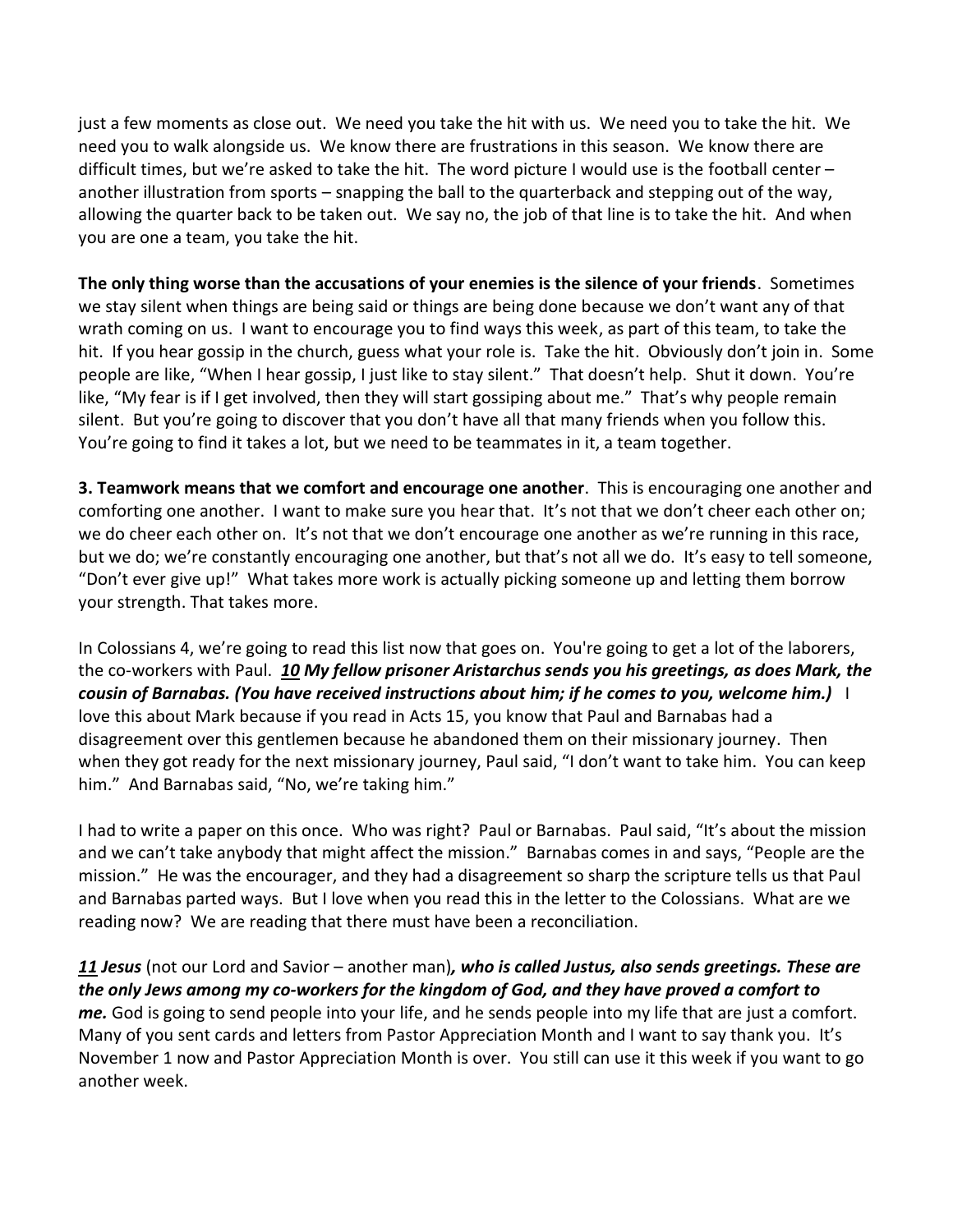just a few moments as close out. We need you take the hit with us. We need you to take the hit. We need you to walk alongside us. We know there are frustrations in this season. We know there are difficult times, but we're asked to take the hit. The word picture I would use is the football center – another illustration from sports – snapping the ball to the quarterback and stepping out of the way, allowing the quarter back to be taken out. We say no, the job of that line is to take the hit. And when you are one a team, you take the hit.

**The only thing worse than the accusations of your enemies is the silence of your friends**. Sometimes we stay silent when things are being said or things are being done because we don't want any of that wrath coming on us. I want to encourage you to find ways this week, as part of this team, to take the hit. If you hear gossip in the church, guess what your role is. Take the hit. Obviously don't join in. Some people are like, "When I hear gossip, I just like to stay silent." That doesn't help. Shut it down. You're like, "My fear is if I get involved, then they will start gossiping about me." That's why people remain silent. But you're going to discover that you don't have all that many friends when you follow this. You're going to find it takes a lot, but we need to be teammates in it, a team together.

**3. Teamwork means that we comfort and encourage one another**. This is encouraging one another and comforting one another. I want to make sure you hear that. It's not that we don't cheer each other on; we do cheer each other on. It's not that we don't encourage one another as we're running in this race, but we do; we're constantly encouraging one another, but that's not all we do. It's easy to tell someone, "Don't ever give up!" What takes more work is actually picking someone up and letting them borrow your strength. That takes more.

In Colossians 4, we're going to read this list now that goes on. You're going to get a lot of the laborers, the co-workers with Paul. ***10 My fellow prisoner Aristarchus sends you his greetings, as does Mark, the cousin of Barnabas. (You have received instructions about him; if he comes to you, welcome him.)*** I love this about Mark because if you read in Acts 15, you know that Paul and Barnabas had a disagreement over this gentlemen because he abandoned them on their missionary journey. Then when they got ready for the next missionary journey, Paul said, "I don't want to take him. You can keep him." And Barnabas said, "No, we're taking him."

I had to write a paper on this once. Who was right? Paul or Barnabas. Paul said, "It's about the mission and we can't take anybody that might affect the mission." Barnabas comes in and says, "People are the mission." He was the encourager, and they had a disagreement so sharp the scripture tells us that Paul and Barnabas parted ways. But I love when you read this in the letter to the Colossians. What are we reading now? We are reading that there must have been a reconciliation.

***11 Jesus*** (not our Lord and Savior – another man)***, who is called Justus, also sends greetings. These are the only Jews among my co-workers for the kingdom of God, and they have proved a comfort to me.*** God is going to send people into your life, and he sends people into my life that are just a comfort. Many of you sent cards and letters from Pastor Appreciation Month and I want to say thank you. It's November 1 now and Pastor Appreciation Month is over. You still can use it this week if you want to go another week.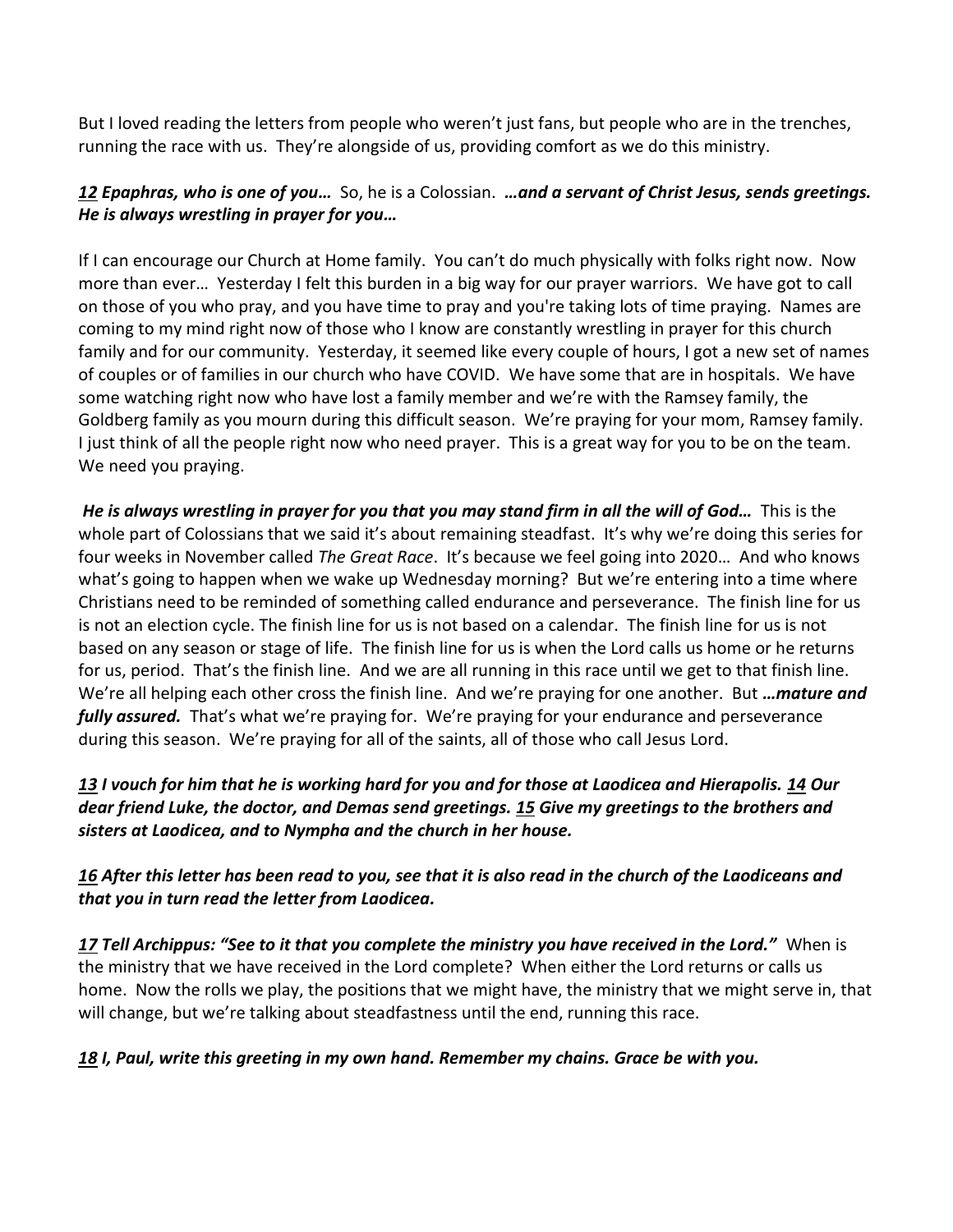But I loved reading the letters from people who weren't just fans, but people who are in the trenches, running the race with us. They're alongside of us, providing comfort as we do this ministry.

***12 Epaphras, who is one of you…*** So, he is a Colossian. ***…and a servant of Christ Jesus, sends greetings. He is always wrestling in prayer for you…***

If I can encourage our Church at Home family. You can't do much physically with folks right now. Now more than ever… Yesterday I felt this burden in a big way for our prayer warriors. We have got to call on those of you who pray, and you have time to pray and you're taking lots of time praying. Names are coming to my mind right now of those who I know are constantly wrestling in prayer for this church family and for our community. Yesterday, it seemed like every couple of hours, I got a new set of names of couples or of families in our church who have COVID. We have some that are in hospitals. We have some watching right now who have lost a family member and we're with the Ramsey family, the Goldberg family as you mourn during this difficult season. We're praying for your mom, Ramsey family. I just think of all the people right now who need prayer. This is a great way for you to be on the team. We need you praying.

***He is always wrestling in prayer for you that you may stand firm in all the will of God…*** This is the whole part of Colossians that we said it's about remaining steadfast. It's why we're doing this series for four weeks in November called *The Great Race*. It's because we feel going into 2020… And who knows what's going to happen when we wake up Wednesday morning? But we're entering into a time where Christians need to be reminded of something called endurance and perseverance. The finish line for us is not an election cycle. The finish line for us is not based on a calendar. The finish line for us is not based on any season or stage of life. The finish line for us is when the Lord calls us home or he returns for us, period. That's the finish line. And we are all running in this race until we get to that finish line. We're all helping each other cross the finish line. And we're praying for one another. But ***…mature and fully assured.*** That's what we're praying for. We're praying for your endurance and perseverance during this season. We're praying for all of the saints, all of those who call Jesus Lord.

***13 I vouch for him that he is working hard for you and for those at Laodicea and Hierapolis. 14 Our dear friend Luke, the doctor, and Demas send greetings. 15 Give my greetings to the brothers and sisters at Laodicea, and to Nympha and the church in her house.***

***16 After this letter has been read to you, see that it is also read in the church of the Laodiceans and that you in turn read the letter from Laodicea.***

***17 Tell Archippus: "See to it that you complete the ministry you have received in the Lord."*** When is the ministry that we have received in the Lord complete? When either the Lord returns or calls us home. Now the rolls we play, the positions that we might have, the ministry that we might serve in, that will change, but we're talking about steadfastness until the end, running this race.

***18 I, Paul, write this greeting in my own hand. Remember my chains. Grace be with you.***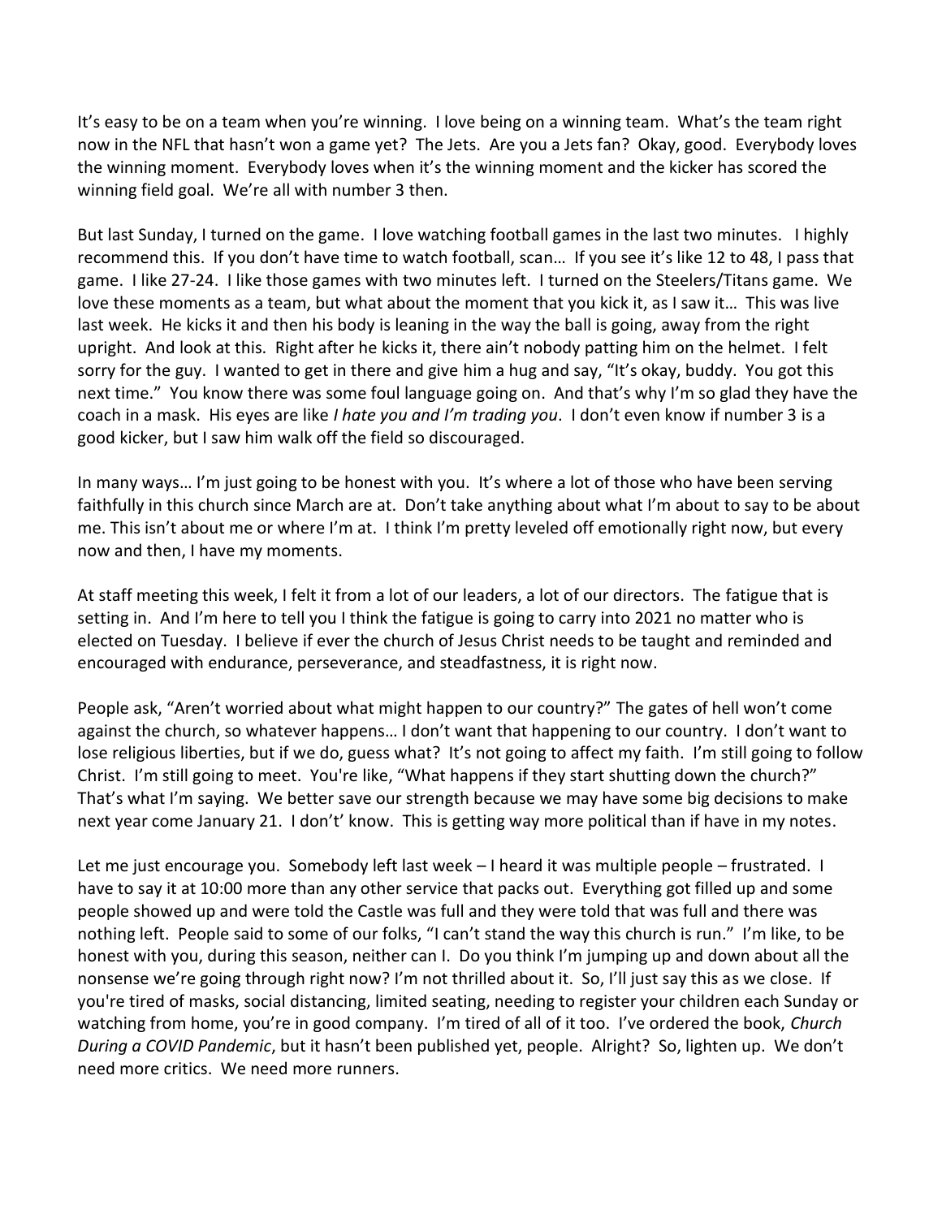It's easy to be on a team when you're winning. I love being on a winning team. What's the team right now in the NFL that hasn't won a game yet? The Jets. Are you a Jets fan? Okay, good. Everybody loves the winning moment. Everybody loves when it's the winning moment and the kicker has scored the winning field goal. We're all with number 3 then.

But last Sunday, I turned on the game. I love watching football games in the last two minutes. I highly recommend this. If you don't have time to watch football, scan… If you see it's like 12 to 48, I pass that game. I like 27-24. I like those games with two minutes left. I turned on the Steelers/Titans game. We love these moments as a team, but what about the moment that you kick it, as I saw it… This was live last week. He kicks it and then his body is leaning in the way the ball is going, away from the right upright. And look at this. Right after he kicks it, there ain't nobody patting him on the helmet. I felt sorry for the guy. I wanted to get in there and give him a hug and say, "It's okay, buddy. You got this next time." You know there was some foul language going on. And that's why I'm so glad they have the coach in a mask. His eyes are like *I hate you and I'm trading you*. I don't even know if number 3 is a good kicker, but I saw him walk off the field so discouraged.

In many ways… I'm just going to be honest with you. It's where a lot of those who have been serving faithfully in this church since March are at. Don't take anything about what I'm about to say to be about me. This isn't about me or where I'm at. I think I'm pretty leveled off emotionally right now, but every now and then, I have my moments.

At staff meeting this week, I felt it from a lot of our leaders, a lot of our directors. The fatigue that is setting in. And I'm here to tell you I think the fatigue is going to carry into 2021 no matter who is elected on Tuesday. I believe if ever the church of Jesus Christ needs to be taught and reminded and encouraged with endurance, perseverance, and steadfastness, it is right now.

People ask, "Aren't worried about what might happen to our country?" The gates of hell won't come against the church, so whatever happens… I don't want that happening to our country. I don't want to lose religious liberties, but if we do, guess what? It's not going to affect my faith. I'm still going to follow Christ. I'm still going to meet. You're like, "What happens if they start shutting down the church?" That's what I'm saying. We better save our strength because we may have some big decisions to make next year come January 21. I don't' know. This is getting way more political than if have in my notes.

Let me just encourage you. Somebody left last week – I heard it was multiple people – frustrated. I have to say it at 10:00 more than any other service that packs out. Everything got filled up and some people showed up and were told the Castle was full and they were told that was full and there was nothing left. People said to some of our folks, "I can't stand the way this church is run." I'm like, to be honest with you, during this season, neither can I. Do you think I'm jumping up and down about all the nonsense we're going through right now? I'm not thrilled about it. So, I'll just say this as we close. If you're tired of masks, social distancing, limited seating, needing to register your children each Sunday or watching from home, you're in good company. I'm tired of all of it too. I've ordered the book, *Church During a COVID Pandemic*, but it hasn't been published yet, people. Alright? So, lighten up. We don't need more critics. We need more runners.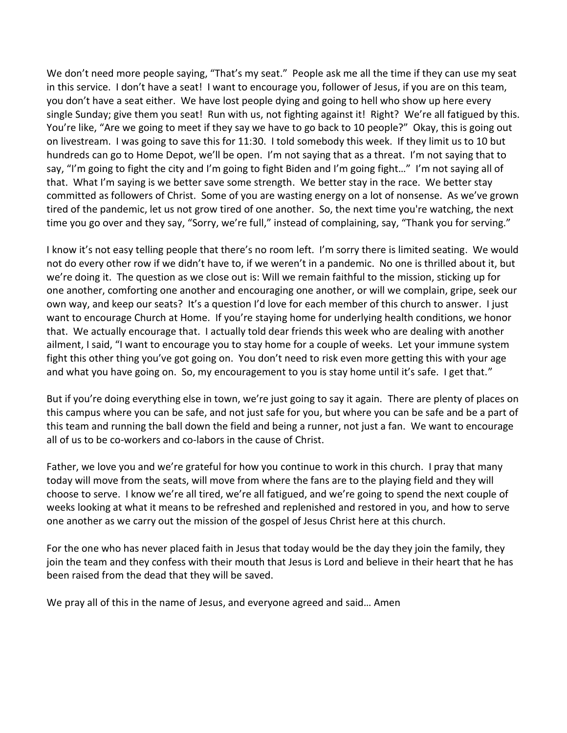We don't need more people saying, "That's my seat." People ask me all the time if they can use my seat in this service. I don't have a seat! I want to encourage you, follower of Jesus, if you are on this team, you don't have a seat either. We have lost people dying and going to hell who show up here every single Sunday; give them you seat! Run with us, not fighting against it! Right? We're all fatigued by this. You're like, "Are we going to meet if they say we have to go back to 10 people?" Okay, this is going out on livestream. I was going to save this for 11:30. I told somebody this week. If they limit us to 10 but hundreds can go to Home Depot, we'll be open. I'm not saying that as a threat. I'm not saying that to say, "I'm going to fight the city and I'm going to fight Biden and I'm going fight…" I'm not saying all of that. What I'm saying is we better save some strength. We better stay in the race. We better stay committed as followers of Christ. Some of you are wasting energy on a lot of nonsense. As we've grown tired of the pandemic, let us not grow tired of one another. So, the next time you're watching, the next time you go over and they say, "Sorry, we're full," instead of complaining, say, "Thank you for serving."

I know it's not easy telling people that there's no room left. I'm sorry there is limited seating. We would not do every other row if we didn't have to, if we weren't in a pandemic. No one is thrilled about it, but we're doing it. The question as we close out is: Will we remain faithful to the mission, sticking up for one another, comforting one another and encouraging one another, or will we complain, gripe, seek our own way, and keep our seats? It's a question I'd love for each member of this church to answer. I just want to encourage Church at Home. If you're staying home for underlying health conditions, we honor that. We actually encourage that. I actually told dear friends this week who are dealing with another ailment, I said, "I want to encourage you to stay home for a couple of weeks. Let your immune system fight this other thing you've got going on. You don't need to risk even more getting this with your age and what you have going on. So, my encouragement to you is stay home until it's safe. I get that."

But if you're doing everything else in town, we're just going to say it again. There are plenty of places on this campus where you can be safe, and not just safe for you, but where you can be safe and be a part of this team and running the ball down the field and being a runner, not just a fan. We want to encourage all of us to be co-workers and co-labors in the cause of Christ.

Father, we love you and we're grateful for how you continue to work in this church. I pray that many today will move from the seats, will move from where the fans are to the playing field and they will choose to serve. I know we're all tired, we're all fatigued, and we're going to spend the next couple of weeks looking at what it means to be refreshed and replenished and restored in you, and how to serve one another as we carry out the mission of the gospel of Jesus Christ here at this church.

For the one who has never placed faith in Jesus that today would be the day they join the family, they join the team and they confess with their mouth that Jesus is Lord and believe in their heart that he has been raised from the dead that they will be saved.

We pray all of this in the name of Jesus, and everyone agreed and said… Amen